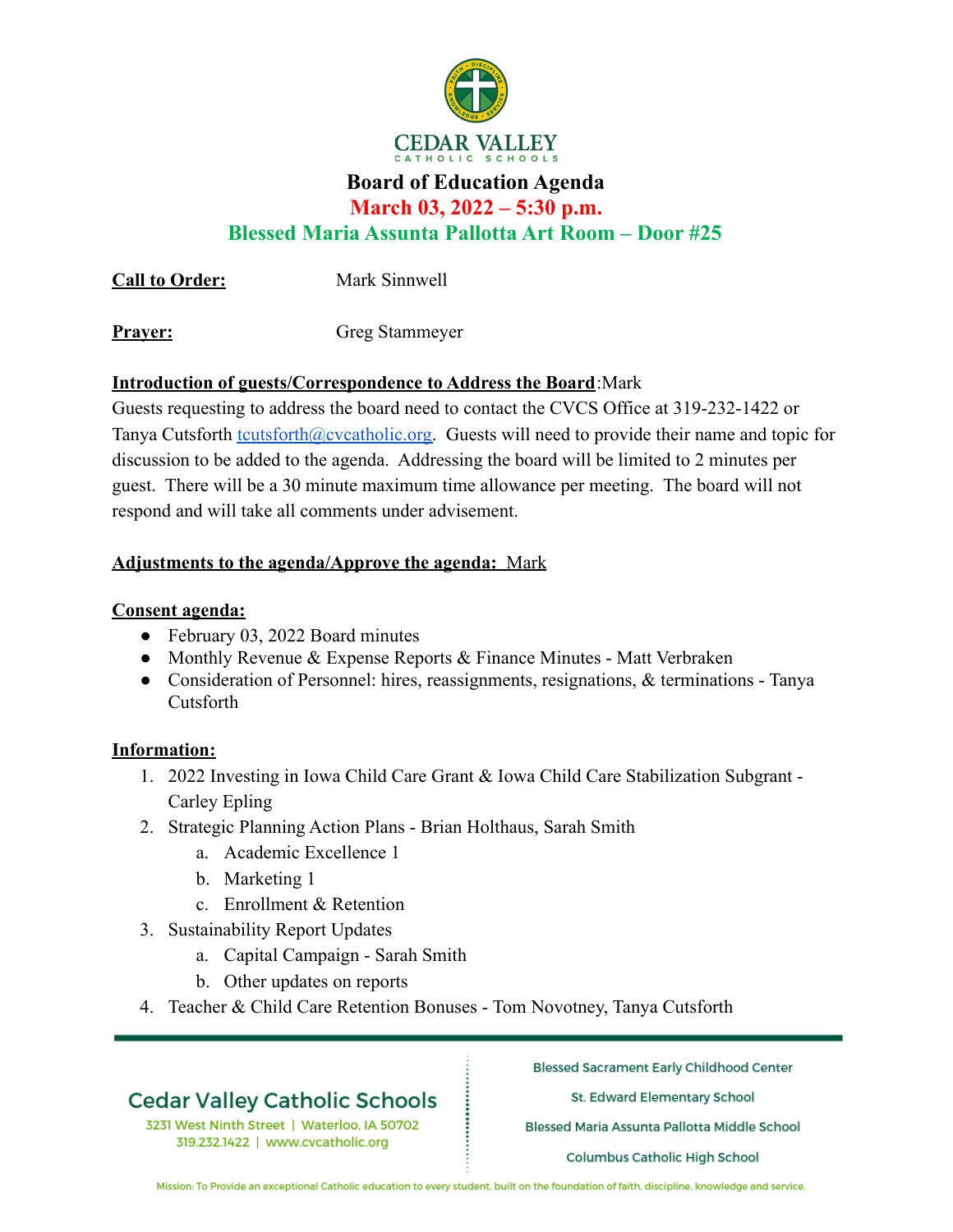# Board of Education Agenda

## March 03, 2022 – 5:30 p.m.

## Blessed Maria Assunta Pallotta Art Room – Door #25

**Call to Order:** Mark Sinnwell

**Prayer:** Greg Stammeyer

**Introduction of guests/Correspondence to Address the Board**:Mark

Guests requesting to address the board need to contact the CVCS Office at 319-232-1422 or Tanya Cutsforth tcutsforth@cvcatholic.org. Guests will need to provide their name and topic for discussion to be added to the agenda. Addressing the board will be limited to 2 minutes per guest. There will be a 30 minute maximum time allowance per meeting. The board will not respond and will take all comments under advisement.

**Adjustments to the agenda/Approve the agenda: Mark**

**Consent agenda:**

- February 03, 2022 Board minutes
- Monthly Revenue & Expense Reports & Finance Minutes - Matt Verbraken
- Consideration of Personnel: hires, reassignments, resignations, & terminations - Tanya Cutsforth

**Information:**

1. 2022 Investing in Iowa Child Care Grant & Iowa Child Care Stabilization Subgrant - Carley Epling
2. Strategic Planning Action Plans - Brian Holthaus, Sarah Smith
   a. Academic Excellence 1
   b. Marketing 1
   c. Enrollment & Retention
3. Sustainability Report Updates
   a. Capital Campaign - Sarah Smith
   b. Other updates on reports
4. Teacher & Child Care Retention Bonuses - Tom Novotney, Tanya Cutsforth

Cedar Valley Catholic Schools
3231 West Ninth Street | Waterloo, IA 50702
319.232.1422 | www.cvcatholic.org

Blessed Sacrament Early Childhood Center
St. Edward Elementary School
Blessed Maria Assunta Pallotta Middle School
Columbus Catholic High School

Mission: To Provide an exceptional Catholic education to every student, built on the foundation of faith, discipline, knowledge and service.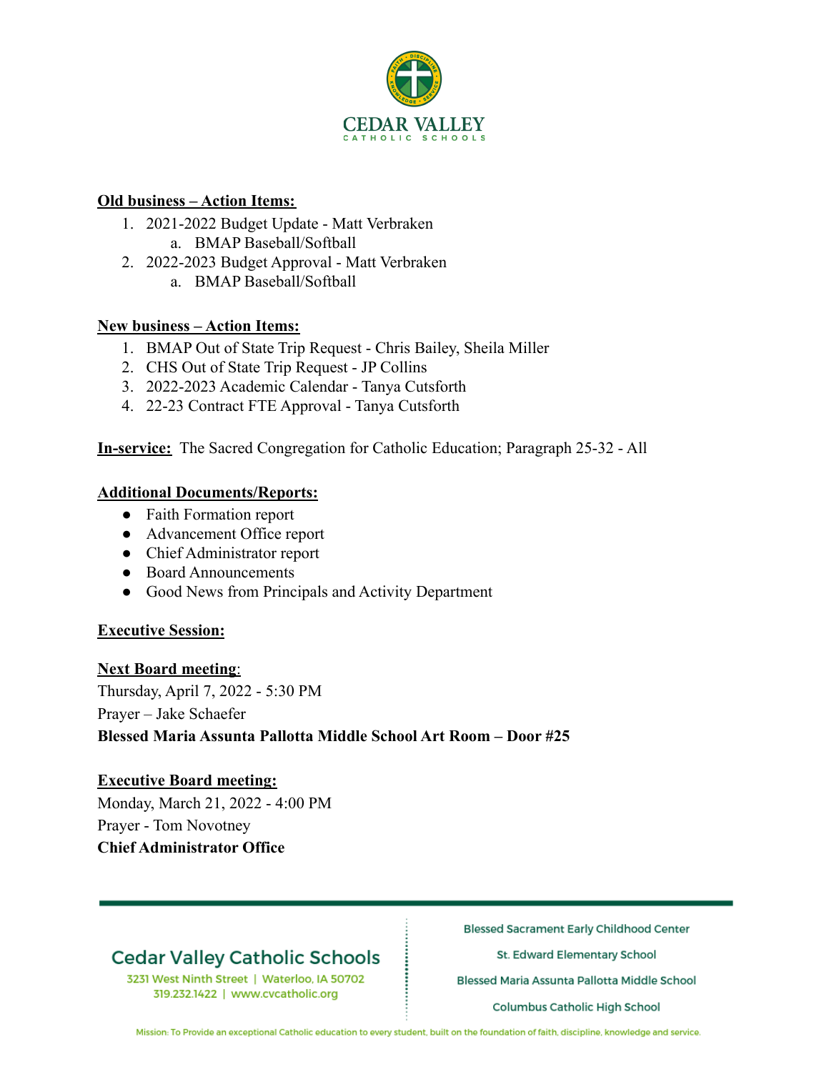**Old business – Action Items:**

1. 2021-2022 Budget Update - Matt Verbraken
   a. BMAP Baseball/Softball
2. 2022-2023 Budget Approval - Matt Verbraken
   a. BMAP Baseball/Softball

**New business – Action Items:**

1. BMAP Out of State Trip Request - Chris Bailey, Sheila Miller
2. CHS Out of State Trip Request - JP Collins
3. 2022-2023 Academic Calendar - Tanya Cutsforth
4. 22-23 Contract FTE Approval - Tanya Cutsforth

**In-service:** The Sacred Congregation for Catholic Education; Paragraph 25-32 - All

**Additional Documents/Reports:**

- Faith Formation report
- Advancement Office report
- Chief Administrator report
- Board Announcements
- Good News from Principals and Activity Department

**Executive Session:**

**Next Board meeting**:
Thursday, April 7, 2022 - 5:30 PM
Prayer – Jake Schaefer
**Blessed Maria Assunta Pallotta Middle School Art Room – Door #25**

**Executive Board meeting:**
Monday, March 21, 2022 - 4:00 PM
Prayer - Tom Novotney
**Chief Administrator Office**